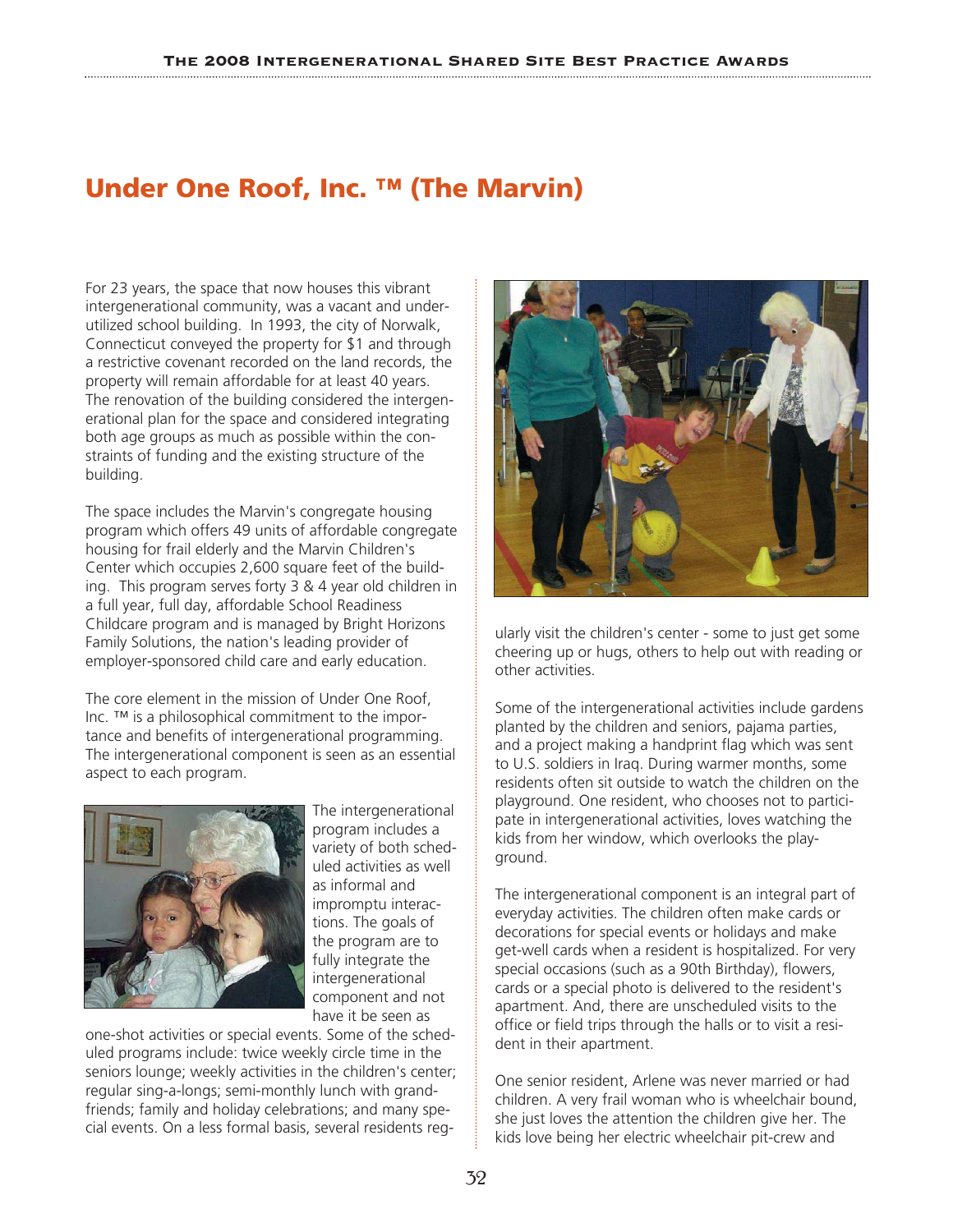# Under One Roof, Inc. ™ (The Marvin)

For 23 years, the space that now houses this vibrant intergenerational community, was a vacant and underutilized school building. In 1993, the city of Norwalk, Connecticut conveyed the property for $1 and through a restrictive covenant recorded on the land records, the property will remain affordable for at least 40 years. The renovation of the building considered the intergenerational plan for the space and considered integrating both age groups as much as possible within the constraints of funding and the existing structure of the building.

The space includes the Marvin's congregate housing program which offers 49 units of affordable congregate housing for frail elderly and the Marvin Children's Center which occupies 2,600 square feet of the building. This program serves forty 3 & 4 year old children in a full year, full day, affordable School Readiness Childcare program and is managed by Bright Horizons Family Solutions, the nation's leading provider of employer-sponsored child care and early education.

The core element in the mission of Under One Roof, Inc. ™ is a philosophical commitment to the importance and benefits of intergenerational programming. The intergenerational component is seen as an essential aspect to each program.

The intergenerational program includes a variety of both scheduled activities as well as informal and impromptu interactions. The goals of the program are to fully integrate the intergenerational component and not have it be seen as one-shot activities or special events. Some of the scheduled programs include: twice weekly circle time in the seniors lounge; weekly activities in the children's center; regular sing-a-longs; semi-monthly lunch with grandfriends; family and holiday celebrations; and many special events. On a less formal basis, several residents regularly visit the children's center - some to just get some cheering up or hugs, others to help out with reading or other activities.

Some of the intergenerational activities include gardens planted by the children and seniors, pajama parties, and a project making a handprint flag which was sent to U.S. soldiers in Iraq. During warmer months, some residents often sit outside to watch the children on the playground. One resident, who chooses not to participate in intergenerational activities, loves watching the kids from her window, which overlooks the playground.

The intergenerational component is an integral part of everyday activities. The children often make cards or decorations for special events or holidays and make get-well cards when a resident is hospitalized. For very special occasions (such as a 90th Birthday), flowers, cards or a special photo is delivered to the resident's apartment. And, there are unscheduled visits to the office or field trips through the halls or to visit a resident in their apartment.

One senior resident, Arlene was never married or had children. A very frail woman who is wheelchair bound, she just loves the attention the children give her. The kids love being her electric wheelchair pit-crew and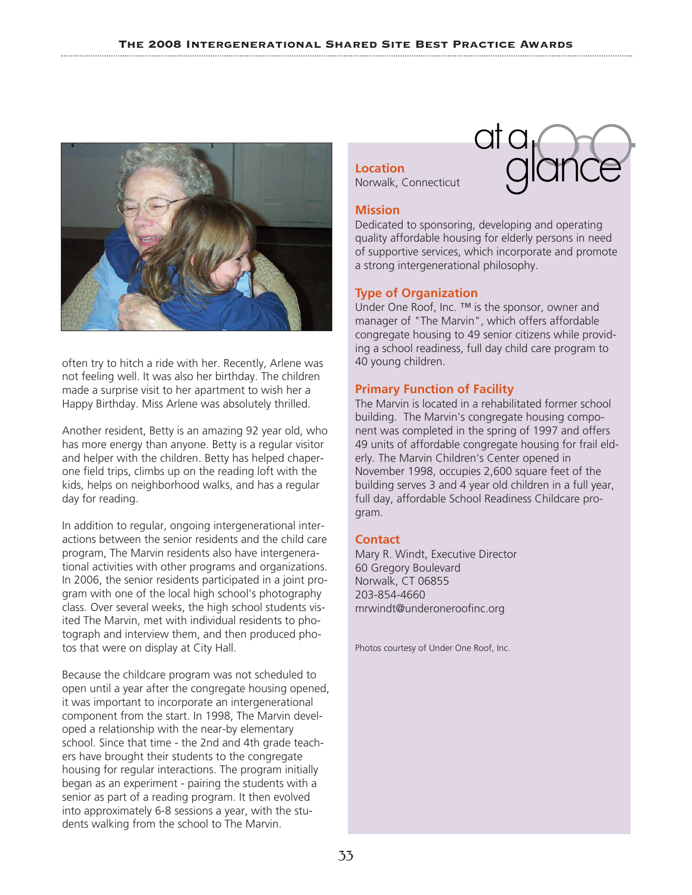often try to hitch a ride with her. Recently, Arlene was not feeling well. It was also her birthday. The children made a surprise visit to her apartment to wish her a Happy Birthday. Miss Arlene was absolutely thrilled.

Another resident, Betty is an amazing 92 year old, who has more energy than anyone. Betty is a regular visitor and helper with the children. Betty has helped chaperone field trips, climbs up on the reading loft with the kids, helps on neighborhood walks, and has a regular day for reading.

In addition to regular, ongoing intergenerational interactions between the senior residents and the child care program, The Marvin residents also have intergenerational activities with other programs and organizations. In 2006, the senior residents participated in a joint program with one of the local high school's photography class. Over several weeks, the high school students visited The Marvin, met with individual residents to photograph and interview them, and then produced photos that were on display at City Hall.

Because the childcare program was not scheduled to open until a year after the congregate housing opened, it was important to incorporate an intergenerational component from the start. In 1998, The Marvin developed a relationship with the near-by elementary school. Since that time - the 2nd and 4th grade teachers have brought their students to the congregate housing for regular interactions. The program initially began as an experiment - pairing the students with a senior as part of a reading program. It then evolved into approximately 6-8 sessions a year, with the students walking from the school to The Marvin.

## at a glance

**Location**
Norwalk, Connecticut

**Mission**
Dedicated to sponsoring, developing and operating quality affordable housing for elderly persons in need of supportive services, which incorporate and promote a strong intergenerational philosophy.

**Type of Organization**
Under One Roof, Inc. ™ is the sponsor, owner and manager of "The Marvin", which offers affordable congregate housing to 49 senior citizens while providing a school readiness, full day child care program to 40 young children.

**Primary Function of Facility**
The Marvin is located in a rehabilitated former school building. The Marvin's congregate housing component was completed in the spring of 1997 and offers 49 units of affordable congregate housing for frail elderly. The Marvin Children's Center opened in November 1998, occupies 2,600 square feet of the building serves 3 and 4 year old children in a full year, full day, affordable School Readiness Childcare program.

**Contact**
Mary R. Windt, Executive Director
60 Gregory Boulevard
Norwalk, CT 06855
203-854-4660
mrwindt@underoneroofinc.org

Photos courtesy of Under One Roof, Inc.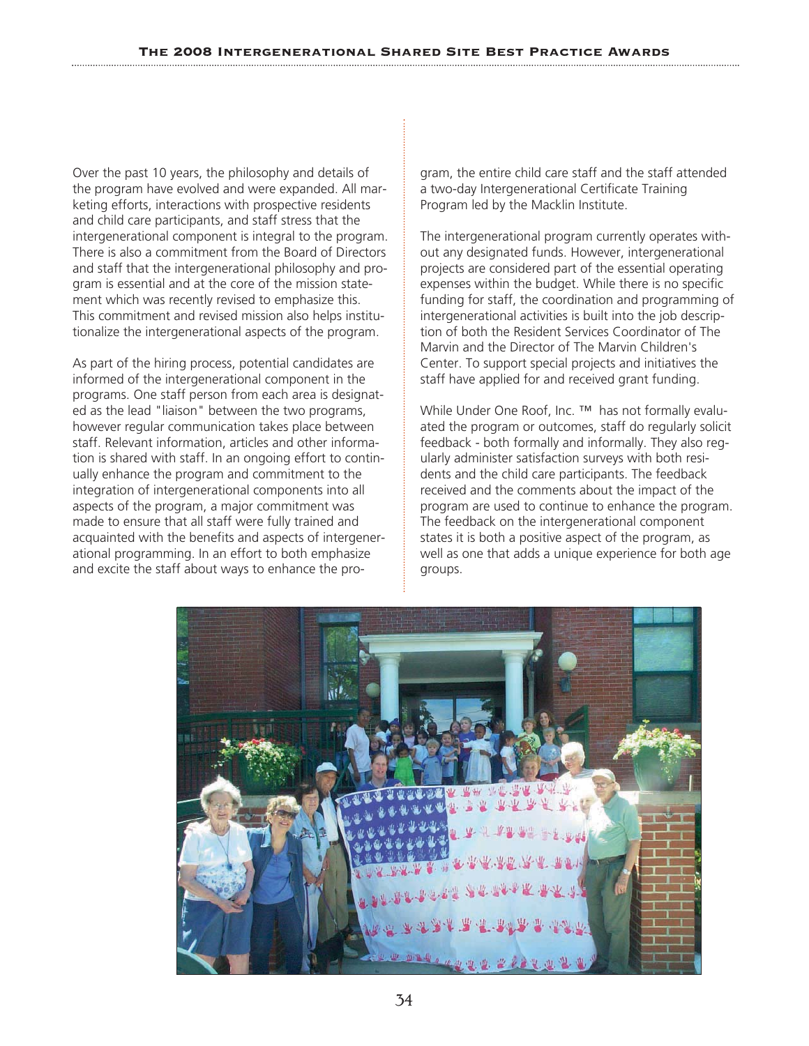Over the past 10 years, the philosophy and details of the program have evolved and were expanded. All marketing efforts, interactions with prospective residents and child care participants, and staff stress that the intergenerational component is integral to the program. There is also a commitment from the Board of Directors and staff that the intergenerational philosophy and program is essential and at the core of the mission statement which was recently revised to emphasize this. This commitment and revised mission also helps institutionalize the intergenerational aspects of the program.

As part of the hiring process, potential candidates are informed of the intergenerational component in the programs. One staff person from each area is designated as the lead "liaison" between the two programs, however regular communication takes place between staff. Relevant information, articles and other information is shared with staff. In an ongoing effort to continually enhance the program and commitment to the integration of intergenerational components into all aspects of the program, a major commitment was made to ensure that all staff were fully trained and acquainted with the benefits and aspects of intergenerational programming. In an effort to both emphasize and excite the staff about ways to enhance the program, the entire child care staff and the staff attended a two-day Intergenerational Certificate Training Program led by the Macklin Institute.

The intergenerational program currently operates without any designated funds. However, intergenerational projects are considered part of the essential operating expenses within the budget. While there is no specific funding for staff, the coordination and programming of intergenerational activities is built into the job description of both the Resident Services Coordinator of The Marvin and the Director of The Marvin Children's Center. To support special projects and initiatives the staff have applied for and received grant funding.

While Under One Roof, Inc. ™ has not formally evaluated the program or outcomes, staff do regularly solicit feedback - both formally and informally. They also regularly administer satisfaction surveys with both residents and the child care participants. The feedback received and the comments about the impact of the program are used to continue to enhance the program. The feedback on the intergenerational component states it is both a positive aspect of the program, as well as one that adds a unique experience for both age groups.